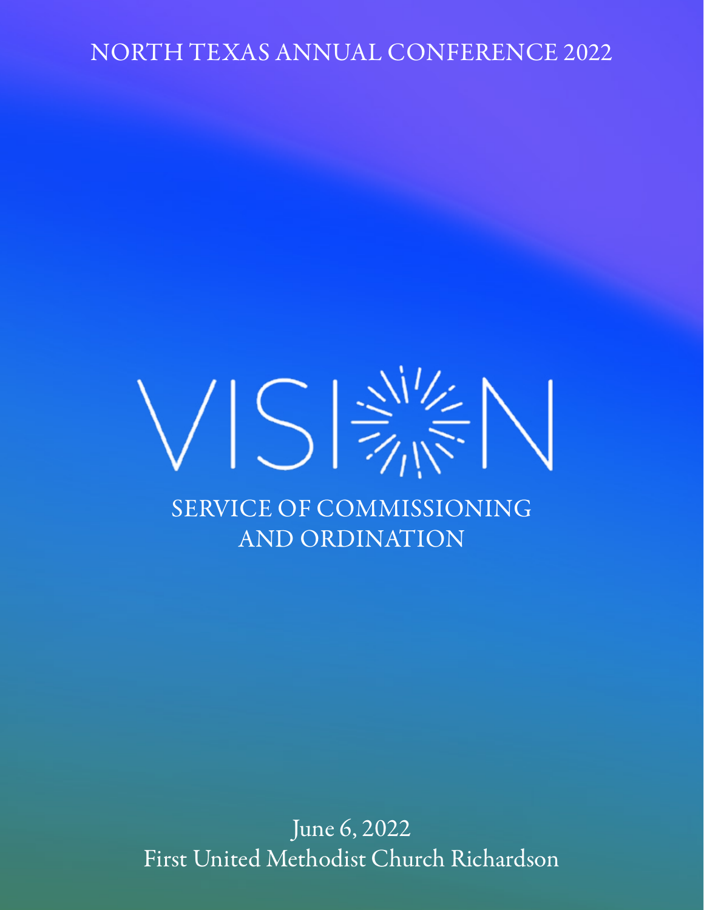NORTH TEXAS ANNUAL CONFERENCE 2022

# VISION

## SERVICE OF COMMISSIONING AND ORDINATION

June 6, 2022
First United Methodist Church Richardson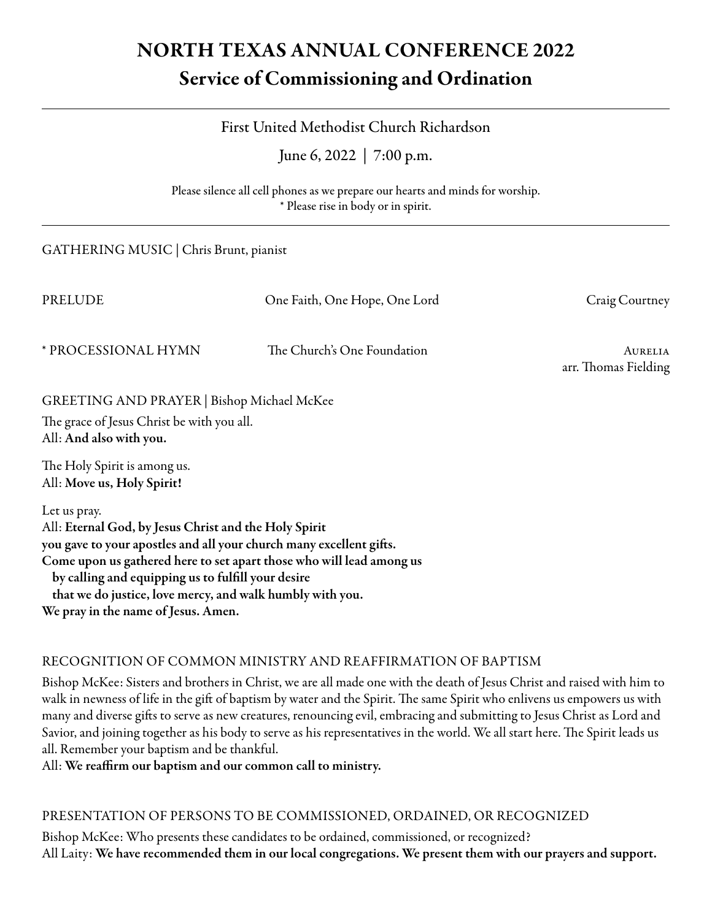# NORTH TEXAS ANNUAL CONFERENCE 2022

## Service of Commissioning and Ordination

---

First United Methodist Church Richardson

June 6, 2022 | 7:00 p.m.

Please silence all cell phones as we prepare our hearts and minds for worship.
* Please rise in body or in spirit.

---

GATHERING MUSIC | Chris Brunt, pianist

PRELUDE — One Faith, One Hope, One Lord — Craig Courtney

* PROCESSIONAL HYMN — The Church's One Foundation — AURELIA, arr. Thomas Fielding

GREETING AND PRAYER | Bishop Michael McKee

The grace of Jesus Christ be with you all.
All: **And also with you.**

The Holy Spirit is among us.
All: **Move us, Holy Spirit!**

Let us pray.
All: **Eternal God, by Jesus Christ and the Holy Spirit**
**you gave to your apostles and all your church many excellent gifts.**
**Come upon us gathered here to set apart those who will lead among us**
**by calling and equipping us to fulfill your desire**
**that we do justice, love mercy, and walk humbly with you.**
**We pray in the name of Jesus. Amen.**

RECOGNITION OF COMMON MINISTRY AND REAFFIRMATION OF BAPTISM

Bishop McKee: Sisters and brothers in Christ, we are all made one with the death of Jesus Christ and raised with him to walk in newness of life in the gift of baptism by water and the Spirit. The same Spirit who enlivens us empowers us with many and diverse gifts to serve as new creatures, renouncing evil, embracing and submitting to Jesus Christ as Lord and Savior, and joining together as his body to serve as his representatives in the world. We all start here. The Spirit leads us all. Remember your baptism and be thankful.
All: **We reaffirm our baptism and our common call to ministry.**

PRESENTATION OF PERSONS TO BE COMMISSIONED, ORDAINED, OR RECOGNIZED

Bishop McKee: Who presents these candidates to be ordained, commissioned, or recognized?
All Laity: **We have recommended them in our local congregations. We present them with our prayers and support.**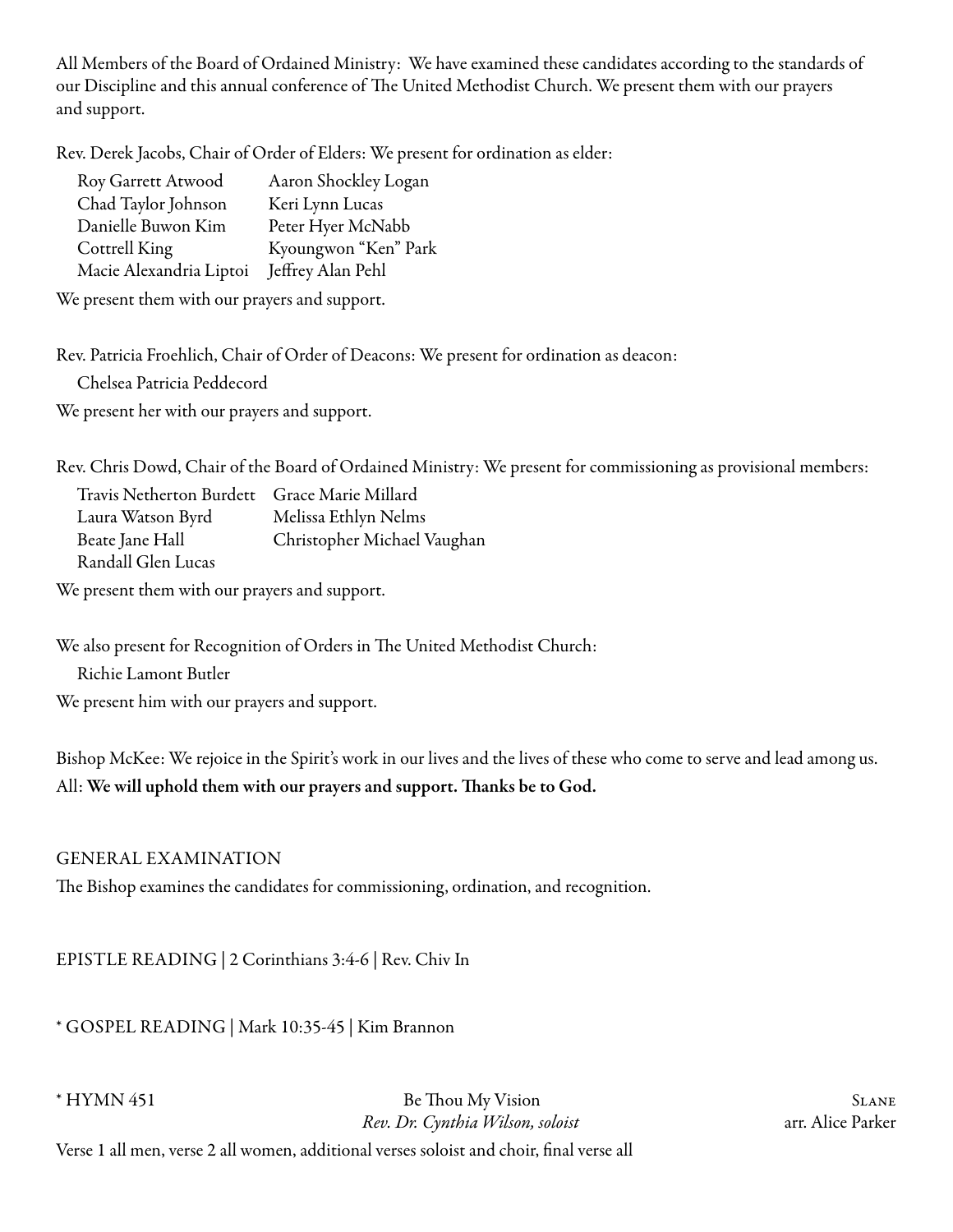All Members of the Board of Ordained Ministry: We have examined these candidates according to the standards of our Discipline and this annual conference of The United Methodist Church. We present them with our prayers and support.

Rev. Derek Jacobs, Chair of Order of Elders: We present for ordination as elder:

| | |
|---|---|
| Roy Garrett Atwood | Aaron Shockley Logan |
| Chad Taylor Johnson | Keri Lynn Lucas |
| Danielle Buwon Kim | Peter Hyer McNabb |
| Cottrell King | Kyoungwon "Ken" Park |
| Macie Alexandria Liptoi | Jeffrey Alan Pehl |

We present them with our prayers and support.

Rev. Patricia Froehlich, Chair of Order of Deacons: We present for ordination as deacon:

Chelsea Patricia Peddecord

We present her with our prayers and support.

Rev. Chris Dowd, Chair of the Board of Ordained Ministry: We present for commissioning as provisional members:

| | |
|---|---|
| Travis Netherton Burdett | Grace Marie Millard |
| Laura Watson Byrd | Melissa Ethlyn Nelms |
| Beate Jane Hall | Christopher Michael Vaughan |
| Randall Glen Lucas | |

We present them with our prayers and support.

We also present for Recognition of Orders in The United Methodist Church:

Richie Lamont Butler

We present him with our prayers and support.

Bishop McKee: We rejoice in the Spirit's work in our lives and the lives of these who come to serve and lead among us.
All: **We will uphold them with our prayers and support. Thanks be to God.**

GENERAL EXAMINATION

The Bishop examines the candidates for commissioning, ordination, and recognition.

EPISTLE READING | 2 Corinthians 3:4-6 | Rev. Chiv In

* GOSPEL READING | Mark 10:35-45 | Kim Brannon

* HYMN 451 — Be Thou My Vision — SLANE
*Rev. Dr. Cynthia Wilson, soloist* — arr. Alice Parker

Verse 1 all men, verse 2 all women, additional verses soloist and choir, final verse all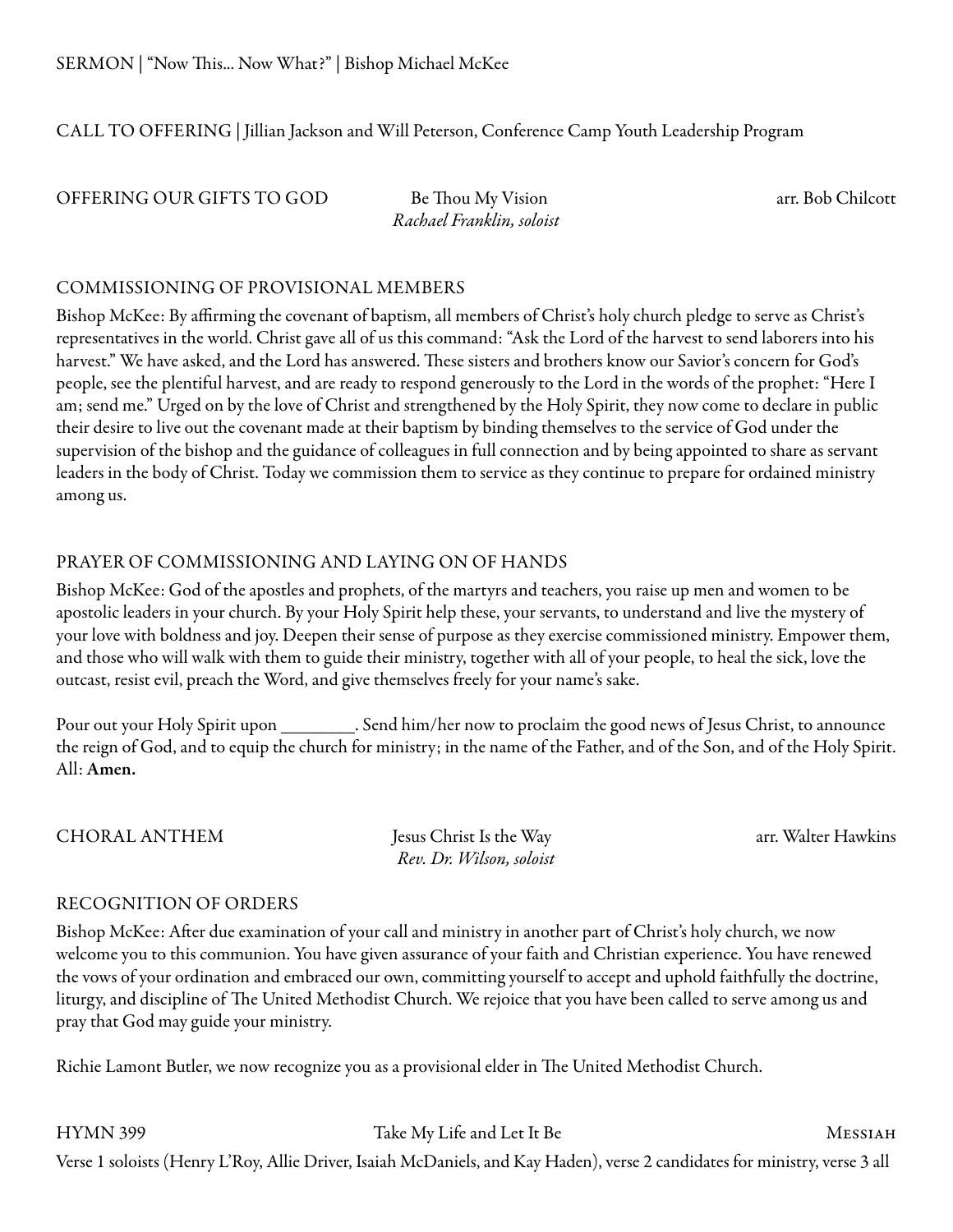SERMON | "Now This... Now What?" | Bishop Michael McKee

CALL TO OFFERING | Jillian Jackson and Will Peterson, Conference Camp Youth Leadership Program

OFFERING OUR GIFTS TO GOD — Be Thou My Vision — arr. Bob Chilcott
*Rachael Franklin, soloist*

## COMMISSIONING OF PROVISIONAL MEMBERS

Bishop McKee: By affirming the covenant of baptism, all members of Christ's holy church pledge to serve as Christ's representatives in the world. Christ gave all of us this command: "Ask the Lord of the harvest to send laborers into his harvest." We have asked, and the Lord has answered. These sisters and brothers know our Savior's concern for God's people, see the plentiful harvest, and are ready to respond generously to the Lord in the words of the prophet: "Here I am; send me." Urged on by the love of Christ and strengthened by the Holy Spirit, they now come to declare in public their desire to live out the covenant made at their baptism by binding themselves to the service of God under the supervision of the bishop and the guidance of colleagues in full connection and by being appointed to share as servant leaders in the body of Christ. Today we commission them to service as they continue to prepare for ordained ministry among us.

## PRAYER OF COMMISSIONING AND LAYING ON OF HANDS

Bishop McKee: God of the apostles and prophets, of the martyrs and teachers, you raise up men and women to be apostolic leaders in your church. By your Holy Spirit help these, your servants, to understand and live the mystery of your love with boldness and joy. Deepen their sense of purpose as they exercise commissioned ministry. Empower them, and those who will walk with them to guide their ministry, together with all of your people, to heal the sick, love the outcast, resist evil, preach the Word, and give themselves freely for your name's sake.

Pour out your Holy Spirit upon ________. Send him/her now to proclaim the good news of Jesus Christ, to announce the reign of God, and to equip the church for ministry; in the name of the Father, and of the Son, and of the Holy Spirit.
All: **Amen.**

CHORAL ANTHEM — Jesus Christ Is the Way — arr. Walter Hawkins
*Rev. Dr. Wilson, soloist*

## RECOGNITION OF ORDERS

Bishop McKee: After due examination of your call and ministry in another part of Christ's holy church, we now welcome you to this communion. You have given assurance of your faith and Christian experience. You have renewed the vows of your ordination and embraced our own, committing yourself to accept and uphold faithfully the doctrine, liturgy, and discipline of The United Methodist Church. We rejoice that you have been called to serve among us and pray that God may guide your ministry.

Richie Lamont Butler, we now recognize you as a provisional elder in The United Methodist Church.

HYMN 399 — Take My Life and Let It Be — MESSIAH

Verse 1 soloists (Henry L'Roy, Allie Driver, Isaiah McDaniels, and Kay Haden), verse 2 candidates for ministry, verse 3 all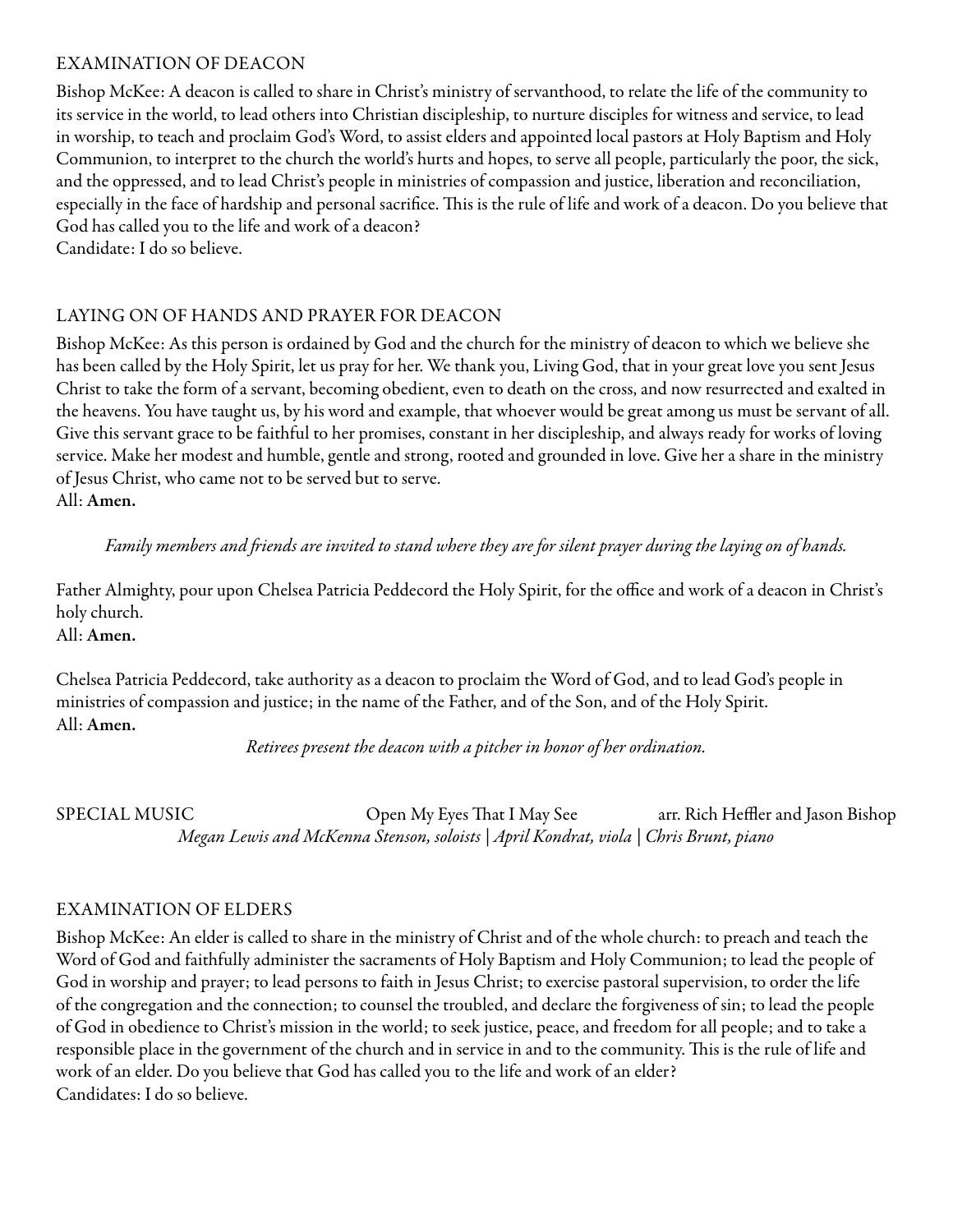## EXAMINATION OF DEACON

Bishop McKee: A deacon is called to share in Christ's ministry of servanthood, to relate the life of the community to its service in the world, to lead others into Christian discipleship, to nurture disciples for witness and service, to lead in worship, to teach and proclaim God's Word, to assist elders and appointed local pastors at Holy Baptism and Holy Communion, to interpret to the church the world's hurts and hopes, to serve all people, particularly the poor, the sick, and the oppressed, and to lead Christ's people in ministries of compassion and justice, liberation and reconciliation, especially in the face of hardship and personal sacrifice. This is the rule of life and work of a deacon. Do you believe that God has called you to the life and work of a deacon?
Candidate: I do so believe.

## LAYING ON OF HANDS AND PRAYER FOR DEACON

Bishop McKee: As this person is ordained by God and the church for the ministry of deacon to which we believe she has been called by the Holy Spirit, let us pray for her. We thank you, Living God, that in your great love you sent Jesus Christ to take the form of a servant, becoming obedient, even to death on the cross, and now resurrected and exalted in the heavens. You have taught us, by his word and example, that whoever would be great among us must be servant of all. Give this servant grace to be faithful to her promises, constant in her discipleship, and always ready for works of loving service. Make her modest and humble, gentle and strong, rooted and grounded in love. Give her a share in the ministry of Jesus Christ, who came not to be served but to serve.
All: **Amen.**

*Family members and friends are invited to stand where they are for silent prayer during the laying on of hands.*

Father Almighty, pour upon Chelsea Patricia Peddecord the Holy Spirit, for the office and work of a deacon in Christ's holy church.
All: **Amen.**

Chelsea Patricia Peddecord, take authority as a deacon to proclaim the Word of God, and to lead God's people in ministries of compassion and justice; in the name of the Father, and of the Son, and of the Holy Spirit.
All: **Amen.**

*Retirees present the deacon with a pitcher in honor of her ordination.*

SPECIAL MUSIC — Open My Eyes That I May See — arr. Rich Heffler and Jason Bishop

*Megan Lewis and McKenna Stenson, soloists | April Kondrat, viola | Chris Brunt, piano*

## EXAMINATION OF ELDERS

Bishop McKee: An elder is called to share in the ministry of Christ and of the whole church: to preach and teach the Word of God and faithfully administer the sacraments of Holy Baptism and Holy Communion; to lead the people of God in worship and prayer; to lead persons to faith in Jesus Christ; to exercise pastoral supervision, to order the life of the congregation and the connection; to counsel the troubled, and declare the forgiveness of sin; to lead the people of God in obedience to Christ's mission in the world; to seek justice, peace, and freedom for all people; and to take a responsible place in the government of the church and in service in and to the community. This is the rule of life and work of an elder. Do you believe that God has called you to the life and work of an elder?
Candidates: I do so believe.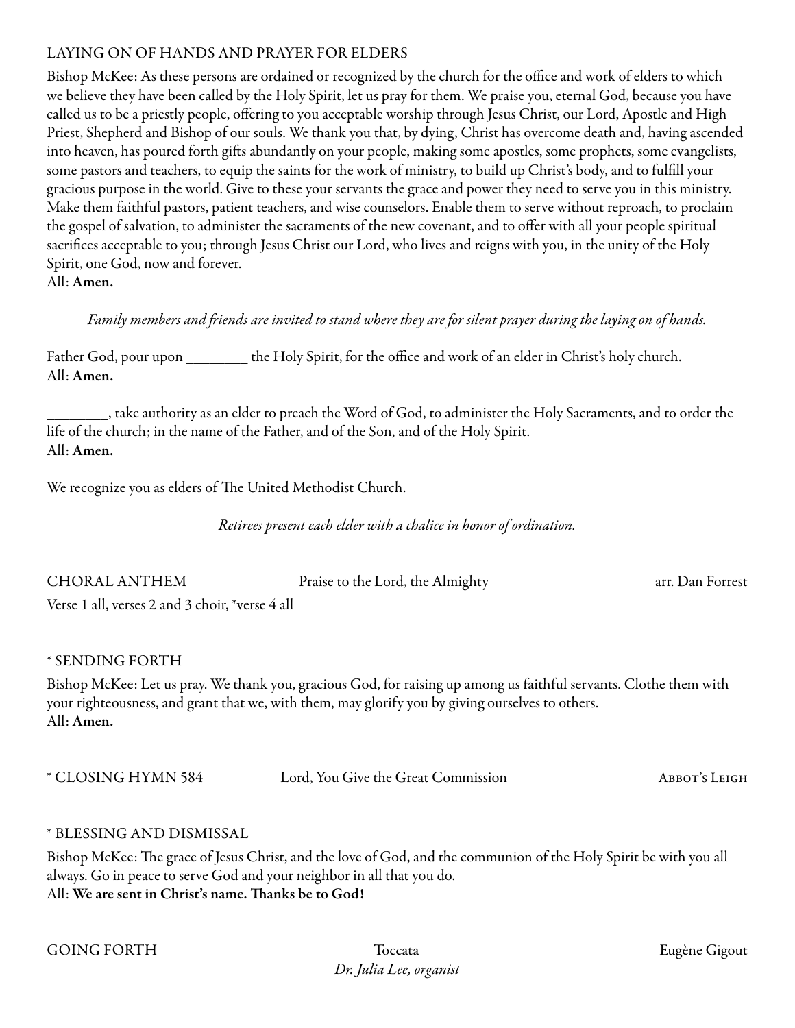## LAYING ON OF HANDS AND PRAYER FOR ELDERS

Bishop McKee: As these persons are ordained or recognized by the church for the office and work of elders to which we believe they have been called by the Holy Spirit, let us pray for them. We praise you, eternal God, because you have called us to be a priestly people, offering to you acceptable worship through Jesus Christ, our Lord, Apostle and High Priest, Shepherd and Bishop of our souls. We thank you that, by dying, Christ has overcome death and, having ascended into heaven, has poured forth gifts abundantly on your people, making some apostles, some prophets, some evangelists, some pastors and teachers, to equip the saints for the work of ministry, to build up Christ's body, and to fulfill your gracious purpose in the world. Give to these your servants the grace and power they need to serve you in this ministry. Make them faithful pastors, patient teachers, and wise counselors. Enable them to serve without reproach, to proclaim the gospel of salvation, to administer the sacraments of the new covenant, and to offer with all your people spiritual sacrifices acceptable to you; through Jesus Christ our Lord, who lives and reigns with you, in the unity of the Holy Spirit, one God, now and forever.
All: **Amen.**

*Family members and friends are invited to stand where they are for silent prayer during the laying on of hands.*

Father God, pour upon ________ the Holy Spirit, for the office and work of an elder in Christ's holy church.
All: **Amen.**

________, take authority as an elder to preach the Word of God, to administer the Holy Sacraments, and to order the life of the church; in the name of the Father, and of the Son, and of the Holy Spirit.
All: **Amen.**

We recognize you as elders of The United Methodist Church.

*Retirees present each elder with a chalice in honor of ordination.*

## CHORAL ANTHEM — Praise to the Lord, the Almighty — arr. Dan Forrest

Verse 1 all, verses 2 and 3 choir, *verse 4 all

## * SENDING FORTH

Bishop McKee: Let us pray. We thank you, gracious God, for raising up among us faithful servants. Clothe them with your righteousness, and grant that we, with them, may glorify you by giving ourselves to others.
All: **Amen.**

## * CLOSING HYMN 584 — Lord, You Give the Great Commission — Abbot's Leigh

## * BLESSING AND DISMISSAL

Bishop McKee: The grace of Jesus Christ, and the love of God, and the communion of the Holy Spirit be with you all always. Go in peace to serve God and your neighbor in all that you do.
All: **We are sent in Christ's name. Thanks be to God!**

## GOING FORTH — Toccata — Eugène Gigout

*Dr. Julia Lee, organist*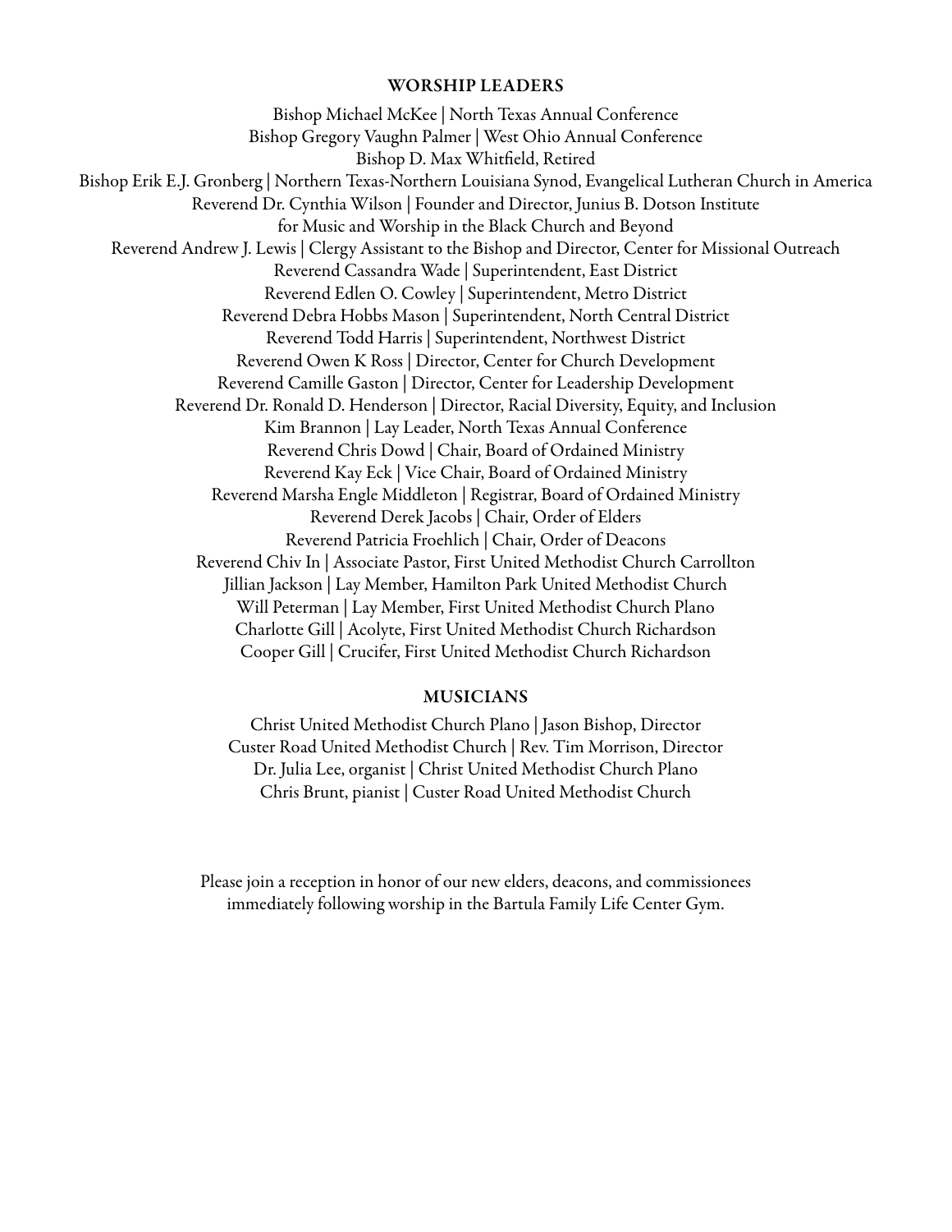## WORSHIP LEADERS

Bishop Michael McKee | North Texas Annual Conference
Bishop Gregory Vaughn Palmer | West Ohio Annual Conference
Bishop D. Max Whitfield, Retired
Bishop Erik E.J. Gronberg | Northern Texas-Northern Louisiana Synod, Evangelical Lutheran Church in America
Reverend Dr. Cynthia Wilson | Founder and Director, Junius B. Dotson Institute for Music and Worship in the Black Church and Beyond
Reverend Andrew J. Lewis | Clergy Assistant to the Bishop and Director, Center for Missional Outreach
Reverend Cassandra Wade | Superintendent, East District
Reverend Edlen O. Cowley | Superintendent, Metro District
Reverend Debra Hobbs Mason | Superintendent, North Central District
Reverend Todd Harris | Superintendent, Northwest District
Reverend Owen K Ross | Director, Center for Church Development
Reverend Camille Gaston | Director, Center for Leadership Development
Reverend Dr. Ronald D. Henderson | Director, Racial Diversity, Equity, and Inclusion
Kim Brannon | Lay Leader, North Texas Annual Conference
Reverend Chris Dowd | Chair, Board of Ordained Ministry
Reverend Kay Eck | Vice Chair, Board of Ordained Ministry
Reverend Marsha Engle Middleton | Registrar, Board of Ordained Ministry
Reverend Derek Jacobs | Chair, Order of Elders
Reverend Patricia Froehlich | Chair, Order of Deacons
Reverend Chiv In | Associate Pastor, First United Methodist Church Carrollton
Jillian Jackson | Lay Member, Hamilton Park United Methodist Church
Will Peterman | Lay Member, First United Methodist Church Plano
Charlotte Gill | Acolyte, First United Methodist Church Richardson
Cooper Gill | Crucifer, First United Methodist Church Richardson

## MUSICIANS

Christ United Methodist Church Plano | Jason Bishop, Director
Custer Road United Methodist Church | Rev. Tim Morrison, Director
Dr. Julia Lee, organist | Christ United Methodist Church Plano
Chris Brunt, pianist | Custer Road United Methodist Church

Please join a reception in honor of our new elders, deacons, and commissionees immediately following worship in the Bartula Family Life Center Gym.